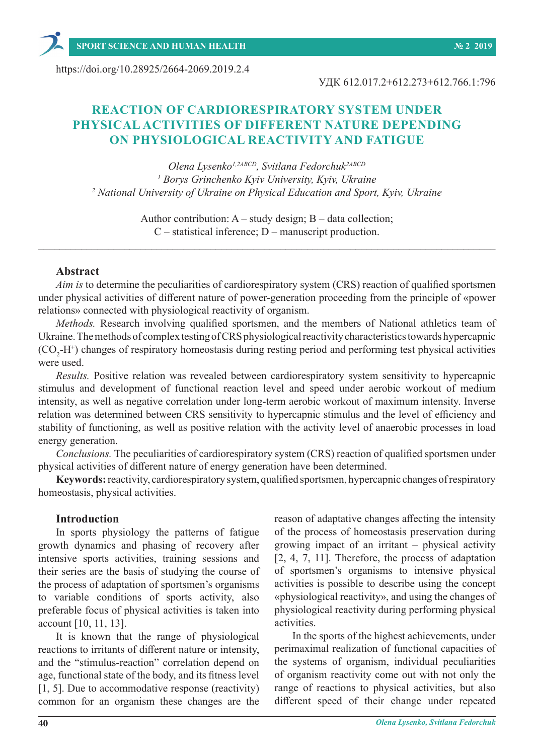https://doi.org/10.28925/2664-2069.2019.2.4

УДК 612.017.2+612.273+612.766.1:796

# REACTION OF CARDIORESPIRATORY SYSTEM UNDER PHYSICAL ACTIVITIES OF DIFFERENT NATURE DEPENDING ON PHYSIOLOGICAL REACTIVITY AND FATIGUE

*Olena Lysenko[1,2ABCD], Svitlana Fedorchuk[2ABCD]*
*[1] Borys Grinchenko Kyiv University, Kyiv, Ukraine*
*[2] National University of Ukraine on Physical Education and Sport, Kyiv, Ukraine*

Author contribution: A – study design; B – data collection;
C – statistical inference; D – manuscript production.

---

## Abstract

*Aim is* to determine the peculiarities of cardiorespiratory system (CRS) reaction of qualified sportsmen under physical activities of different nature of power-generation proceeding from the principle of «power relations» connected with physiological reactivity of organism.

*Methods.* Research involving qualified sportsmen, and the members of National athletics team of Ukraine. The methods of complex testing of CRS physiological reactivity characteristics towards hypercapnic ($CO_2$-$H^+$) changes of respiratory homeostasis during resting period and performing test physical activities were used.

*Results.* Positive relation was revealed between cardiorespiratory system sensitivity to hypercapnic stimulus and development of functional reaction level and speed under aerobic workout of medium intensity, as well as negative correlation under long-term aerobic workout of maximum intensity. Inverse relation was determined between CRS sensitivity to hypercapnic stimulus and the level of efficiency and stability of functioning, as well as positive relation with the activity level of anaerobic processes in load energy generation.

*Conclusions.* The peculiarities of cardiorespiratory system (CRS) reaction of qualified sportsmen under physical activities of different nature of energy generation have been determined.

**Keywords:** reactivity, cardiorespiratory system, qualified sportsmen, hypercapnic changes of respiratory homeostasis, physical activities.

## Introduction

In sports physiology the patterns of fatigue growth dynamics and phasing of recovery after intensive sports activities, training sessions and their series are the basis of studying the course of the process of adaptation of sportsmen's organisms to variable conditions of sports activity, also preferable focus of physical activities is taken into account [10, 11, 13].

It is known that the range of physiological reactions to irritants of different nature or intensity, and the "stimulus-reaction" correlation depend on age, functional state of the body, and its fitness level [1, 5]. Due to accommodative response (reactivity) common for an organism these changes are the reason of adaptative changes affecting the intensity of the process of homeostasis preservation during growing impact of an irritant – physical activity [2, 4, 7, 11]. Therefore, the process of adaptation of sportsmen's organisms to intensive physical activities is possible to describe using the concept «physiological reactivity», and using the changes of physiological reactivity during performing physical activities.

In the sports of the highest achievements, under perimaximal realization of functional capacities of the systems of organism, individual peculiarities of organism reactivity come out with not only the range of reactions to physical activities, but also different speed of their change under repeated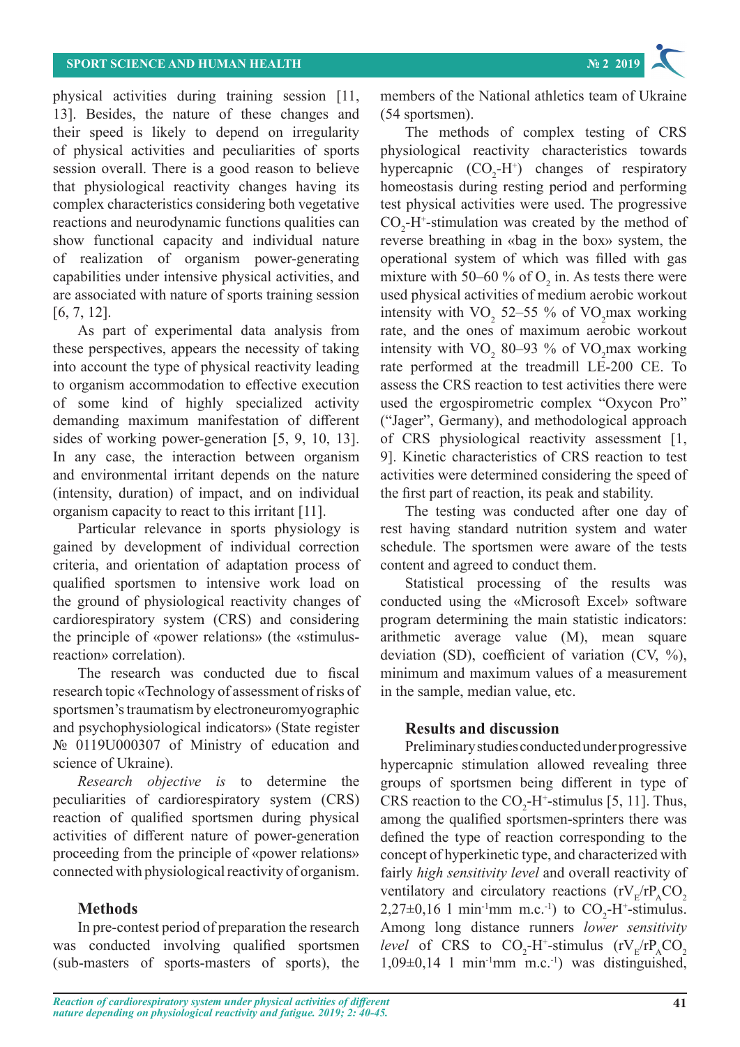physical activities during training session [11, 13]. Besides, the nature of these changes and their speed is likely to depend on irregularity of physical activities and peculiarities of sports session overall. There is a good reason to believe that physiological reactivity changes having its complex characteristics considering both vegetative reactions and neurodynamic functions qualities can show functional capacity and individual nature of realization of organism power-generating capabilities under intensive physical activities, and are associated with nature of sports training session [6, 7, 12].

As part of experimental data analysis from these perspectives, appears the necessity of taking into account the type of physical reactivity leading to organism accommodation to effective execution of some kind of highly specialized activity demanding maximum manifestation of different sides of working power-generation [5, 9, 10, 13]. In any case, the interaction between organism and environmental irritant depends on the nature (intensity, duration) of impact, and on individual organism capacity to react to this irritant [11].

Particular relevance in sports physiology is gained by development of individual correction criteria, and orientation of adaptation process of qualified sportsmen to intensive work load on the ground of physiological reactivity changes of cardiorespiratory system (CRS) and considering the principle of «power relations» (the «stimulus-reaction» correlation).

The research was conducted due to fiscal research topic «Technology of assessment of risks of sportsmen's traumatism by electroneuromyographic and psychophysiological indicators» (State register № 0119U000307 of Ministry of education and science of Ukraine).

*Research objective is* to determine the peculiarities of cardiorespiratory system (CRS) reaction of qualified sportsmen during physical activities of different nature of power-generation proceeding from the principle of «power relations» connected with physiological reactivity of organism.

## Methods

In pre-contest period of preparation the research was conducted involving qualified sportsmen (sub-masters of sports-masters of sports), the members of the National athletics team of Ukraine (54 sportsmen).

The methods of complex testing of CRS physiological reactivity characteristics towards hypercapnic ($CO_2$-$H^+$) changes of respiratory homeostasis during resting period and performing test physical activities were used. The progressive $CO_2$-$H^+$-stimulation was created by the method of reverse breathing in «bag in the box» system, the operational system of which was filled with gas mixture with 50–60 % of $O_2$ in. As tests there were used physical activities of medium aerobic workout intensity with $VO_2$ 52–55 % of $VO_2max$ working rate, and the ones of maximum aerobic workout intensity with $VO_2$ 80–93 % of $VO_2max$ working rate performed at the treadmill LE-200 CE. To assess the CRS reaction to test activities there were used the ergospirometric complex "Oxycon Pro" ("Jager", Germany), and methodological approach of CRS physiological reactivity assessment [1, 9]. Kinetic characteristics of CRS reaction to test activities were determined considering the speed of the first part of reaction, its peak and stability.

The testing was conducted after one day of rest having standard nutrition system and water schedule. The sportsmen were aware of the tests content and agreed to conduct them.

Statistical processing of the results was conducted using the «Microsoft Excel» software program determining the main statistic indicators: arithmetic average value (M), mean square deviation (SD), coefficient of variation (CV, %), minimum and maximum values of a measurement in the sample, median value, etc.

## Results and discussion

Preliminary studies conducted under progressive hypercapnic stimulation allowed revealing three groups of sportsmen being different in type of CRS reaction to the $CO_2$-$H^+$-stimulus [5, 11]. Thus, among the qualified sportsmen-sprinters there was defined the type of reaction corresponding to the concept of hyperkinetic type, and characterized with fairly *high sensitivity level* and overall reactivity of ventilatory and circulatory reactions ($rV_E/rP_ACO_2$ 2,27±0,16 l min$^{-1}$mm m.c.$^{-1}$) to $CO_2$-$H^+$-stimulus. Among long distance runners *lower sensitivity level* of CRS to $CO_2$-$H^+$-stimulus ($rV_E/rP_ACO_2$ 1,09±0,14 l min$^{-1}$mm m.c.$^{-1}$) was distinguished,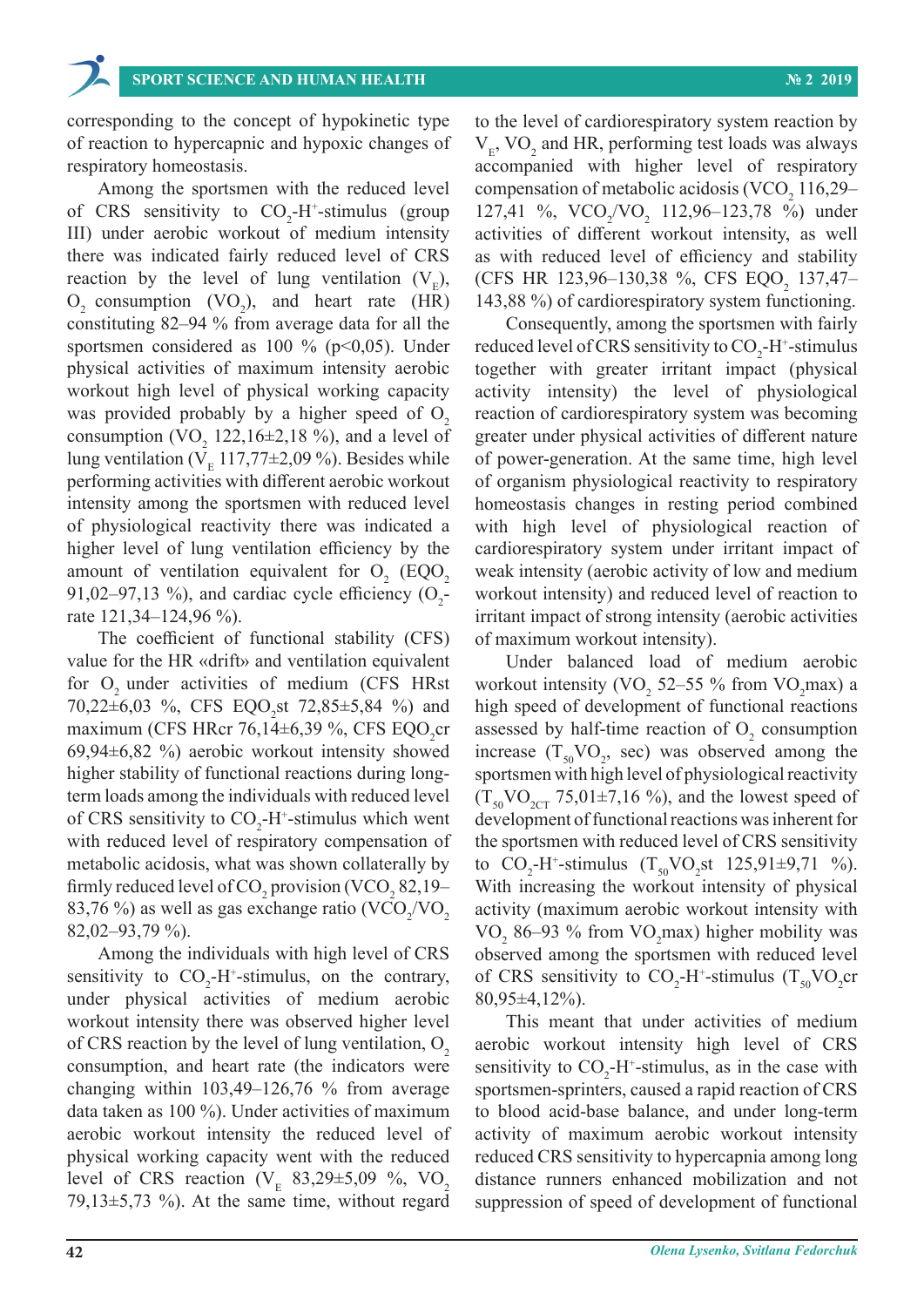corresponding to the concept of hypokinetic type of reaction to hypercapnic and hypoxic changes of respiratory homeostasis.

Among the sportsmen with the reduced level of CRS sensitivity to $CO_2$-$H^+$-stimulus (group III) under aerobic workout of medium intensity there was indicated fairly reduced level of CRS reaction by the level of lung ventilation ($V_E$), $O_2$ consumption ($VO_2$), and heart rate (HR) constituting 82–94 % from average data for all the sportsmen considered as 100 % ($p<0,05$). Under physical activities of maximum intensity aerobic workout high level of physical working capacity was provided probably by a higher speed of $O_2$ consumption ($VO_2$ 122,16±2,18 %), and a level of lung ventilation ($V_E$ 117,77±2,09 %). Besides while performing activities with different aerobic workout intensity among the sportsmen with reduced level of physiological reactivity there was indicated a higher level of lung ventilation efficiency by the amount of ventilation equivalent for $O_2$ ($EQO_2$ 91,02–97,13 %), and cardiac cycle efficiency ($O_2$-rate 121,34–124,96 %).

The coefficient of functional stability (CFS) value for the HR «drift» and ventilation equivalent for $O_2$ under activities of medium (CFS HRst 70,22±6,03 %, CFS $EQO_2$st 72,85±5,84 %) and maximum (CFS HRcr 76,14±6,39 %, CFS $EQO_2$cr 69,94±6,82 %) aerobic workout intensity showed higher stability of functional reactions during long-term loads among the individuals with reduced level of CRS sensitivity to $CO_2$-$H^+$-stimulus which went with reduced level of respiratory compensation of metabolic acidosis, what was shown collaterally by firmly reduced level of $CO_2$ provision ($VCO_2$ 82,19–83,76 %) as well as gas exchange ratio ($VCO_2/VO_2$ 82,02–93,79 %).

Among the individuals with high level of CRS sensitivity to $CO_2$-$H^+$-stimulus, on the contrary, under physical activities of medium aerobic workout intensity there was observed higher level of CRS reaction by the level of lung ventilation, $O_2$ consumption, and heart rate (the indicators were changing within 103,49–126,76 % from average data taken as 100 %). Under activities of maximum aerobic workout intensity the reduced level of physical working capacity went with the reduced level of CRS reaction ($V_E$ 83,29±5,09 %, $VO_2$ 79,13±5,73 %). At the same time, without regard to the level of cardiorespiratory system reaction by $V_E$, $VO_2$ and HR, performing test loads was always accompanied with higher level of respiratory compensation of metabolic acidosis ($VCO_2$ 116,29–127,41 %, $VCO_2/VO_2$ 112,96–123,78 %) under activities of different workout intensity, as well as with reduced level of efficiency and stability (CFS HR 123,96–130,38 %, CFS $EQO_2$ 137,47–143,88 %) of cardiorespiratory system functioning.

Consequently, among the sportsmen with fairly reduced level of CRS sensitivity to $CO_2$-$H^+$-stimulus together with greater irritant impact (physical activity intensity) the level of physiological reaction of cardiorespiratory system was becoming greater under physical activities of different nature of power-generation. At the same time, high level of organism physiological reactivity to respiratory homeostasis changes in resting period combined with high level of physiological reaction of cardiorespiratory system under irritant impact of weak intensity (aerobic activity of low and medium workout intensity) and reduced level of reaction to irritant impact of strong intensity (aerobic activities of maximum workout intensity).

Under balanced load of medium aerobic workout intensity ($VO_2$ 52–55 % from $VO_2$max) a high speed of development of functional reactions assessed by half-time reaction of $O_2$ consumption increase ($T_{50}VO_2$, sec) was observed among the sportsmen with high level of physiological reactivity ($T_{50}VO_{2CT}$ 75,01±7,16 %), and the lowest speed of development of functional reactions was inherent for the sportsmen with reduced level of CRS sensitivity to $CO_2$-$H^+$-stimulus ($T_{50}VO_2$st 125,91±9,71 %). With increasing the workout intensity of physical activity (maximum aerobic workout intensity with $VO_2$ 86–93 % from $VO_2$max) higher mobility was observed among the sportsmen with reduced level of CRS sensitivity to $CO_2$-$H^+$-stimulus ($T_{50}VO_2$cr 80,95±4,12%).

This meant that under activities of medium aerobic workout intensity high level of CRS sensitivity to $CO_2$-$H^+$-stimulus, as in the case with sportsmen-sprinters, caused a rapid reaction of CRS to blood acid-base balance, and under long-term activity of maximum aerobic workout intensity reduced CRS sensitivity to hypercapnia among long distance runners enhanced mobilization and not suppression of speed of development of functional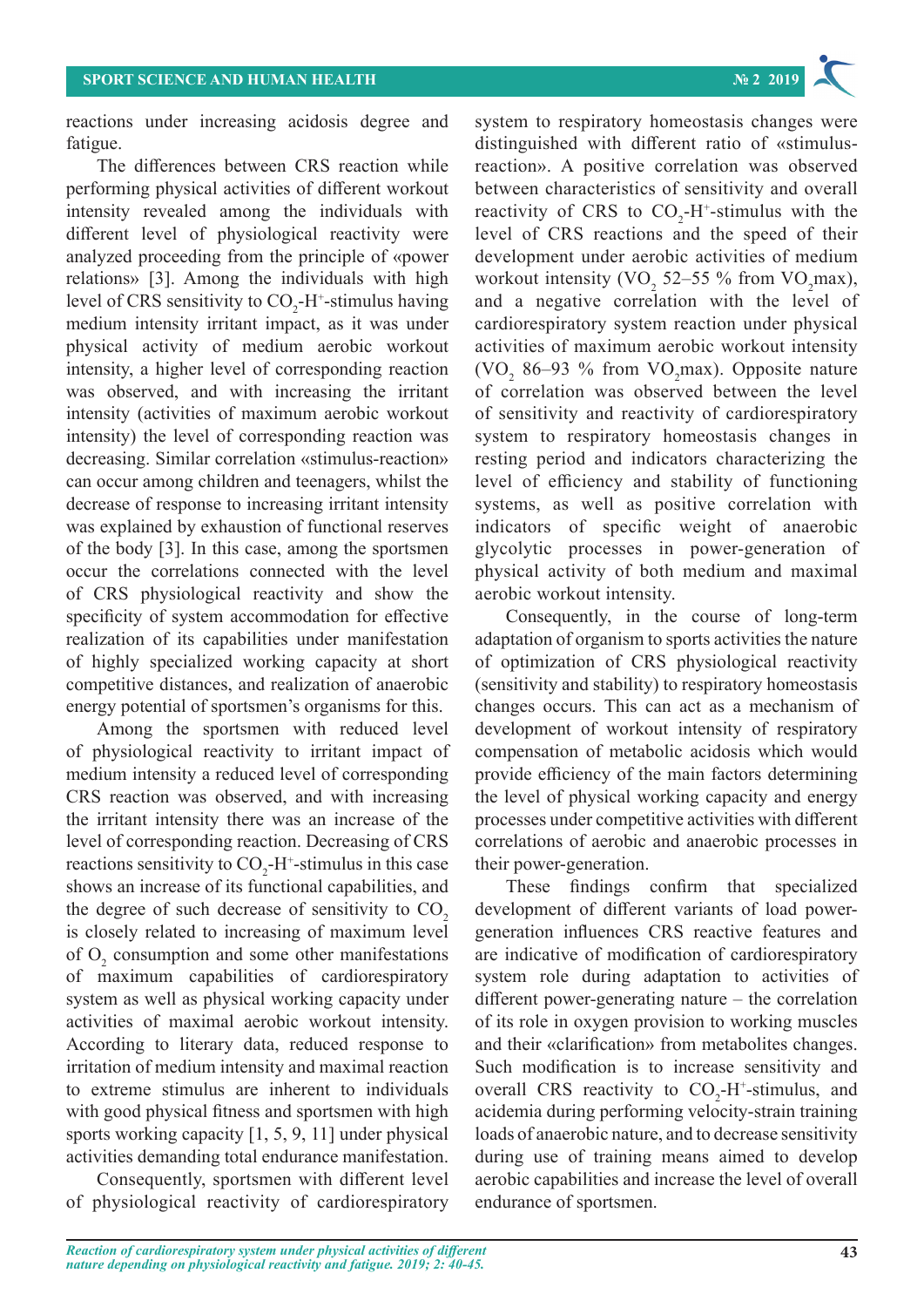reactions under increasing acidosis degree and fatigue.

The differences between CRS reaction while performing physical activities of different workout intensity revealed among the individuals with different level of physiological reactivity were analyzed proceeding from the principle of «power relations» [3]. Among the individuals with high level of CRS sensitivity to $CO_2$-$H^+$-stimulus having medium intensity irritant impact, as it was under physical activity of medium aerobic workout intensity, a higher level of corresponding reaction was observed, and with increasing the irritant intensity (activities of maximum aerobic workout intensity) the level of corresponding reaction was decreasing. Similar correlation «stimulus-reaction» can occur among children and teenagers, whilst the decrease of response to increasing irritant intensity was explained by exhaustion of functional reserves of the body [3]. In this case, among the sportsmen occur the correlations connected with the level of CRS physiological reactivity and show the specificity of system accommodation for effective realization of its capabilities under manifestation of highly specialized working capacity at short competitive distances, and realization of anaerobic energy potential of sportsmen's organisms for this.

Among the sportsmen with reduced level of physiological reactivity to irritant impact of medium intensity a reduced level of corresponding CRS reaction was observed, and with increasing the irritant intensity there was an increase of the level of corresponding reaction. Decreasing of CRS reactions sensitivity to $CO_2$-$H^+$-stimulus in this case shows an increase of its functional capabilities, and the degree of such decrease of sensitivity to $CO_2$ is closely related to increasing of maximum level of $O_2$ consumption and some other manifestations of maximum capabilities of cardiorespiratory system as well as physical working capacity under activities of maximal aerobic workout intensity. According to literary data, reduced response to irritation of medium intensity and maximal reaction to extreme stimulus are inherent to individuals with good physical fitness and sportsmen with high sports working capacity [1, 5, 9, 11] under physical activities demanding total endurance manifestation.

Consequently, sportsmen with different level of physiological reactivity of cardiorespiratory system to respiratory homeostasis changes were distinguished with different ratio of «stimulus-reaction». A positive correlation was observed between characteristics of sensitivity and overall reactivity of CRS to $CO_2$-$H^+$-stimulus with the level of CRS reactions and the speed of their development under aerobic activities of medium workout intensity ($VO_2$ 52–55 % from $VO_2$max), and a negative correlation with the level of cardiorespiratory system reaction under physical activities of maximum aerobic workout intensity ($VO_2$ 86–93 % from $VO_2$max). Opposite nature of correlation was observed between the level of sensitivity and reactivity of cardiorespiratory system to respiratory homeostasis changes in resting period and indicators characterizing the level of efficiency and stability of functioning systems, as well as positive correlation with indicators of specific weight of anaerobic glycolytic processes in power-generation of physical activity of both medium and maximal aerobic workout intensity.

Consequently, in the course of long-term adaptation of organism to sports activities the nature of optimization of CRS physiological reactivity (sensitivity and stability) to respiratory homeostasis changes occurs. This can act as a mechanism of development of workout intensity of respiratory compensation of metabolic acidosis which would provide efficiency of the main factors determining the level of physical working capacity and energy processes under competitive activities with different correlations of aerobic and anaerobic processes in their power-generation.

These findings confirm that specialized development of different variants of load power-generation influences CRS reactive features and are indicative of modification of cardiorespiratory system role during adaptation to activities of different power-generating nature – the correlation of its role in oxygen provision to working muscles and their «clarification» from metabolites changes. Such modification is to increase sensitivity and overall CRS reactivity to $CO_2$-$H^+$-stimulus, and acidemia during performing velocity-strain training loads of anaerobic nature, and to decrease sensitivity during use of training means aimed to develop aerobic capabilities and increase the level of overall endurance of sportsmen.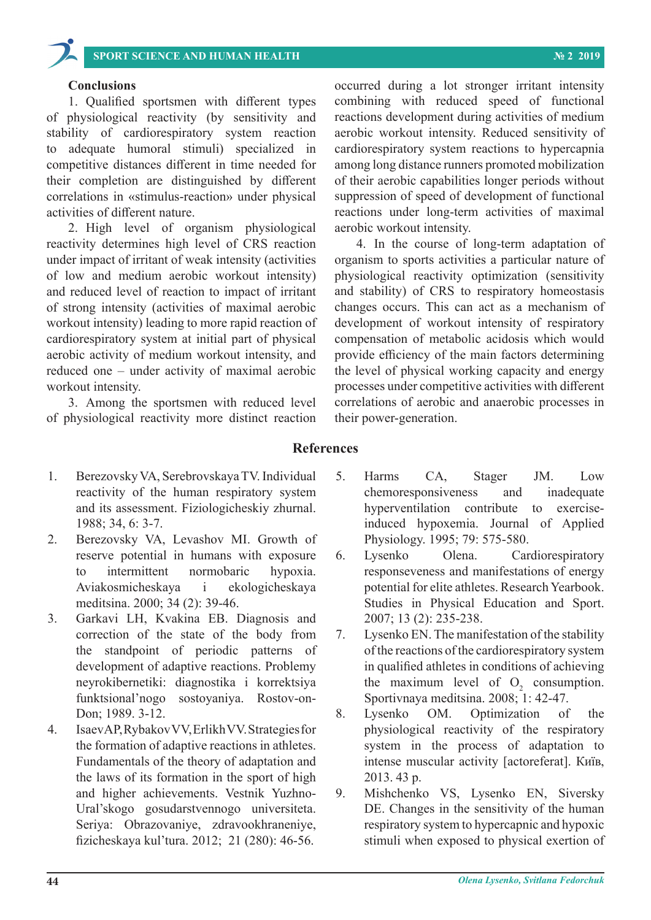## Conclusions

1. Qualified sportsmen with different types of physiological reactivity (by sensitivity and stability of cardiorespiratory system reaction to adequate humoral stimuli) specialized in competitive distances different in time needed for their completion are distinguished by different correlations in «stimulus-reaction» under physical activities of different nature.

2. High level of organism physiological reactivity determines high level of CRS reaction under impact of irritant of weak intensity (activities of low and medium aerobic workout intensity) and reduced level of reaction to impact of irritant of strong intensity (activities of maximal aerobic workout intensity) leading to more rapid reaction of cardiorespiratory system at initial part of physical aerobic activity of medium workout intensity, and reduced one – under activity of maximal aerobic workout intensity.

3. Among the sportsmen with reduced level of physiological reactivity more distinct reaction occurred during a lot stronger irritant intensity combining with reduced speed of functional reactions development during activities of medium aerobic workout intensity. Reduced sensitivity of cardiorespiratory system reactions to hypercapnia among long distance runners promoted mobilization of their aerobic capabilities longer periods without suppression of speed of development of functional reactions under long-term activities of maximal aerobic workout intensity.

4. In the course of long-term adaptation of organism to sports activities a particular nature of physiological reactivity optimization (sensitivity and stability) of CRS to respiratory homeostasis changes occurs. This can act as a mechanism of development of workout intensity of respiratory compensation of metabolic acidosis which would provide efficiency of the main factors determining the level of physical working capacity and energy processes under competitive activities with different correlations of aerobic and anaerobic processes in their power-generation.

## References

1. Berezovsky VA, Serebrovskaya TV. Individual reactivity of the human respiratory system and its assessment. Fiziologicheskiy zhurnal. 1988; 34, 6: 3-7.
2. Berezovsky VA, Levashov MI. Growth of reserve potential in humans with exposure to intermittent normobaric hypoxia. Aviakosmicheskaya i ekologicheskaya meditsina. 2000; 34 (2): 39-46.
3. Garkavi LH, Kvakina EB. Diagnosis and correction of the state of the body from the standpoint of periodic patterns of development of adaptive reactions. Problemy neyrokibernetiki: diagnostika i korrektsiya funktsional'nogo sostoyaniya. Rostov-on-Don; 1989. 3-12.
4. Isaev AP, Rybakov VV, Erlikh VV. Strategies for the formation of adaptive reactions in athletes. Fundamentals of the theory of adaptation and the laws of its formation in the sport of high and higher achievements. Vestnik Yuzhno-Ural'skogo gosudarstvennogo universiteta. Seriya: Obrazovaniye, zdravookhraneniye, fizicheskaya kul'tura. 2012; 21 (280): 46-56.
5. Harms CA, Stager JM. Low chemoresponsiveness and inadequate hyperventilation contribute to exercise-induced hypoxemia. Journal of Applied Physiology. 1995; 79: 575-580.
6. Lysenko Olena. Cardiorespiratory responseveness and manifestations of energy potential for elite athletes. Research Yearbook. Studies in Physical Education and Sport. 2007; 13 (2): 235-238.
7. Lysenko EN. The manifestation of the stability of the reactions of the cardiorespiratory system in qualified athletes in conditions of achieving the maximum level of $O_2$ consumption. Sportivnaya meditsina. 2008; 1: 42-47.
8. Lysenko OM. Optimization of the physiological reactivity of the respiratory system in the process of adaptation to intense muscular activity [actoreferat]. Київ, 2013. 43 p.
9. Mishchenko VS, Lysenko EN, Siversky DE. Changes in the sensitivity of the human respiratory system to hypercapnic and hypoxic stimuli when exposed to physical exertion of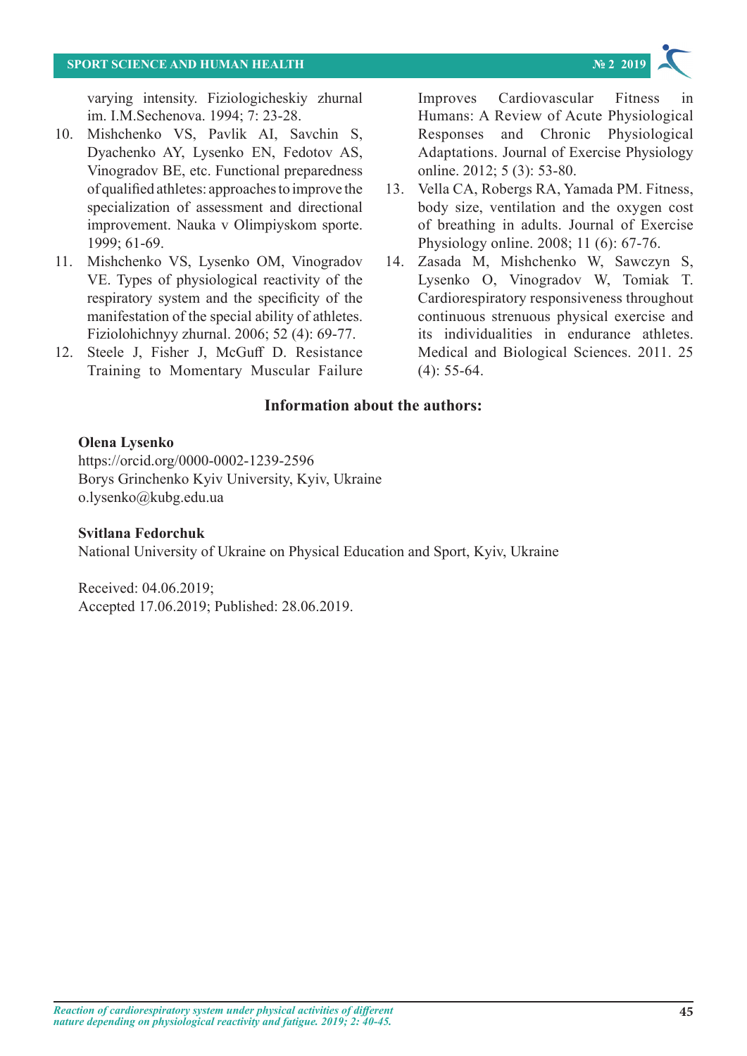varying intensity. Fiziologicheskiy zhurnal im. I.M.Sechenova. 1994; 7: 23-28.

10. Mishchenko VS, Pavlik AI, Savchin S, Dyachenko AY, Lysenko EN, Fedotov AS, Vinogradov BE, etc. Functional preparedness of qualified athletes: approaches to improve the specialization of assessment and directional improvement. Nauka v Olimpiyskom sporte. 1999; 61-69.
11. Mishchenko VS, Lysenko OM, Vinogradov VE. Types of physiological reactivity of the respiratory system and the specificity of the manifestation of the special ability of athletes. Fiziolohichnyy zhurnal. 2006; 52 (4): 69-77.
12. Steele J, Fisher J, McGuff D. Resistance Training to Momentary Muscular Failure Improves Cardiovascular Fitness in Humans: A Review of Acute Physiological Responses and Chronic Physiological Adaptations. Journal of Exercise Physiology online. 2012; 5 (3): 53-80.
13. Vella CA, Robergs RA, Yamada PM. Fitness, body size, ventilation and the oxygen cost of breathing in adults. Journal of Exercise Physiology online. 2008; 11 (6): 67-76.
14. Zasada M, Mishchenko W, Sawczyn S, Lysenko O, Vinogradov W, Tomiak T. Cardiorespiratory responsiveness throughout continuous strenuous physical exercise and its individualities in endurance athletes. Medical and Biological Sciences. 2011. 25 (4): 55-64.

## Information about the authors:

**Olena Lysenko**
https://orcid.org/0000-0002-1239-2596
Borys Grinchenko Kyiv University, Kyiv, Ukraine
o.lysenko@kubg.edu.ua

**Svitlana Fedorchuk**
National University of Ukraine on Physical Education and Sport, Kyiv, Ukraine

Received: 04.06.2019;
Accepted 17.06.2019; Published: 28.06.2019.